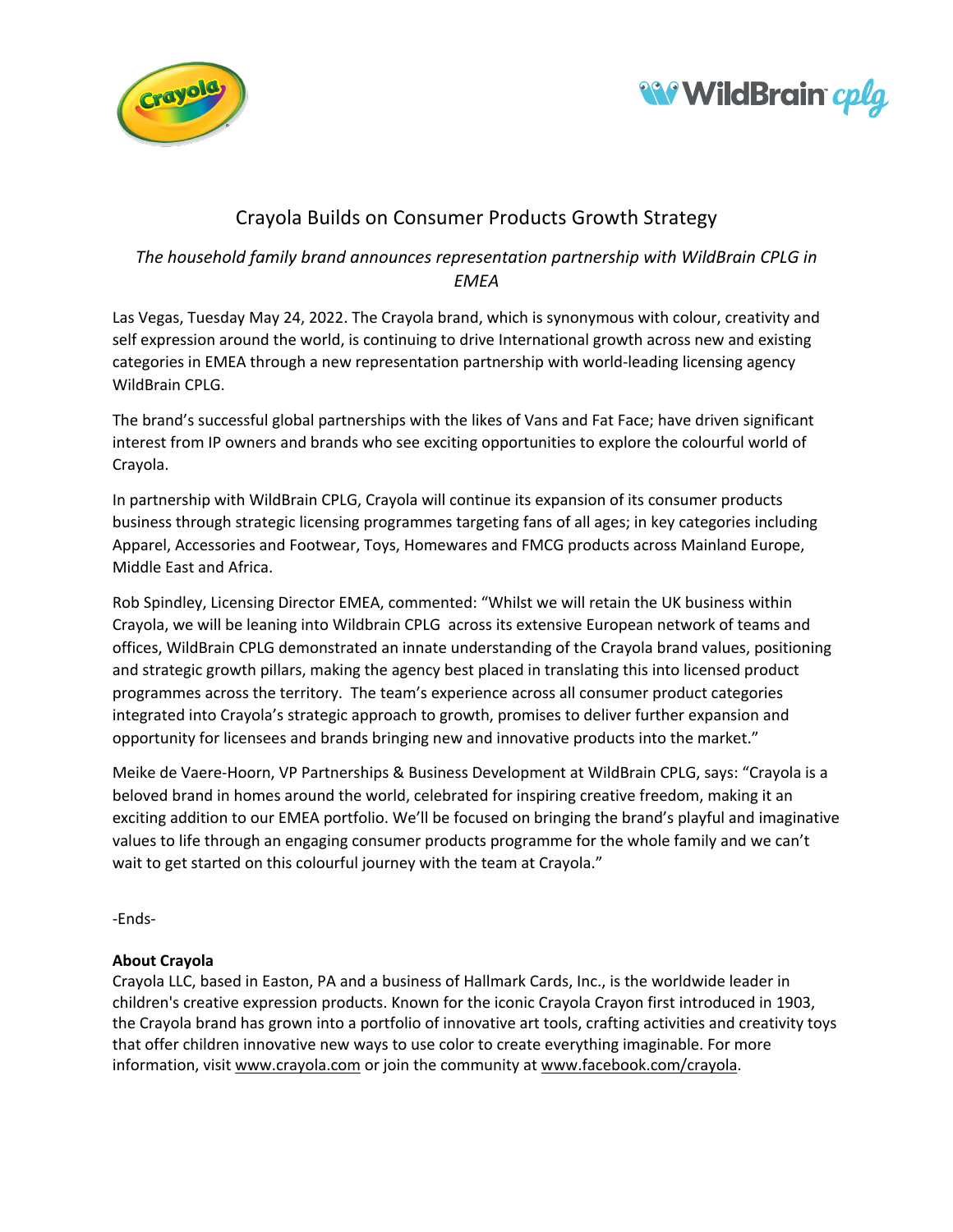# Crayola Builds on Consumer Products Growth Strategy

*The household family brand announces representation partnership with WildBrain CPLG in EMEA*

Las Vegas, Tuesday May 24, 2022. The Crayola brand, which is synonymous with colour, creativity and self expression around the world, is continuing to drive International growth across new and existing categories in EMEA through a new representation partnership with world-leading licensing agency WildBrain CPLG.

The brand's successful global partnerships with the likes of Vans and Fat Face; have driven significant interest from IP owners and brands who see exciting opportunities to explore the colourful world of Crayola.

In partnership with WildBrain CPLG, Crayola will continue its expansion of its consumer products business through strategic licensing programmes targeting fans of all ages; in key categories including Apparel, Accessories and Footwear, Toys, Homewares and FMCG products across Mainland Europe, Middle East and Africa.

Rob Spindley, Licensing Director EMEA, commented: "Whilst we will retain the UK business within Crayola, we will be leaning into Wildbrain CPLG across its extensive European network of teams and offices, WildBrain CPLG demonstrated an innate understanding of the Crayola brand values, positioning and strategic growth pillars, making the agency best placed in translating this into licensed product programmes across the territory. The team's experience across all consumer product categories integrated into Crayola's strategic approach to growth, promises to deliver further expansion and opportunity for licensees and brands bringing new and innovative products into the market."

Meike de Vaere-Hoorn, VP Partnerships & Business Development at WildBrain CPLG, says: "Crayola is a beloved brand in homes around the world, celebrated for inspiring creative freedom, making it an exciting addition to our EMEA portfolio. We'll be focused on bringing the brand's playful and imaginative values to life through an engaging consumer products programme for the whole family and we can't wait to get started on this colourful journey with the team at Crayola."

-Ends-

**About Crayola**
Crayola LLC, based in Easton, PA and a business of Hallmark Cards, Inc., is the worldwide leader in children's creative expression products. Known for the iconic Crayola Crayon first introduced in 1903, the Crayola brand has grown into a portfolio of innovative art tools, crafting activities and creativity toys that offer children innovative new ways to use color to create everything imaginable. For more information, visit www.crayola.com or join the community at www.facebook.com/crayola.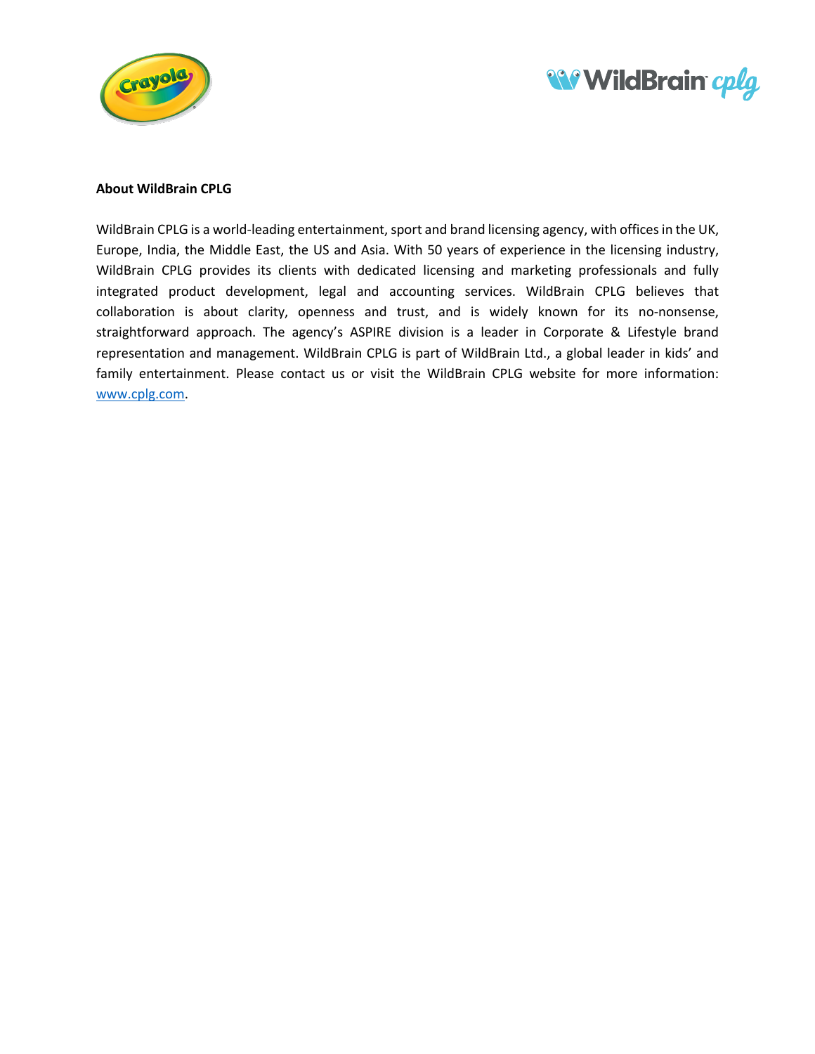**About WildBrain CPLG**

WildBrain CPLG is a world-leading entertainment, sport and brand licensing agency, with offices in the UK, Europe, India, the Middle East, the US and Asia. With 50 years of experience in the licensing industry, WildBrain CPLG provides its clients with dedicated licensing and marketing professionals and fully integrated product development, legal and accounting services. WildBrain CPLG believes that collaboration is about clarity, openness and trust, and is widely known for its no-nonsense, straightforward approach. The agency's ASPIRE division is a leader in Corporate & Lifestyle brand representation and management. WildBrain CPLG is part of WildBrain Ltd., a global leader in kids' and family entertainment. Please contact us or visit the WildBrain CPLG website for more information: [www.cplg.com](http://www.cplg.com).